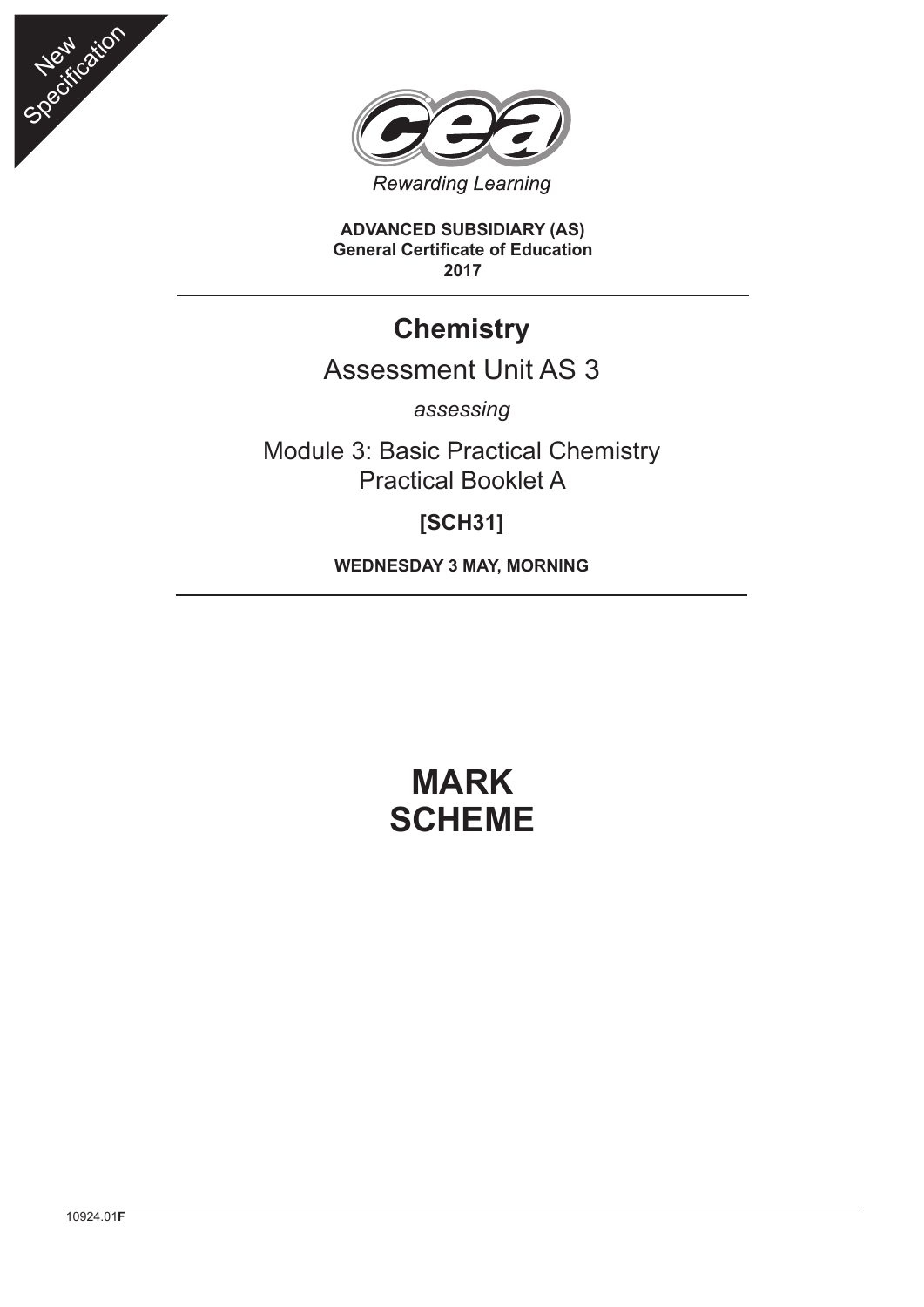New Specification

Rewarding Learning

**ADVANCED SUBSIDIARY (AS)**
**General Certificate of Education**
**2017**

# Chemistry

## Assessment Unit AS 3

*assessing*

Module 3: Basic Practical Chemistry
Practical Booklet A

**[SCH31]**

**WEDNESDAY 3 MAY, MORNING**

# MARK SCHEME

10924.01**F**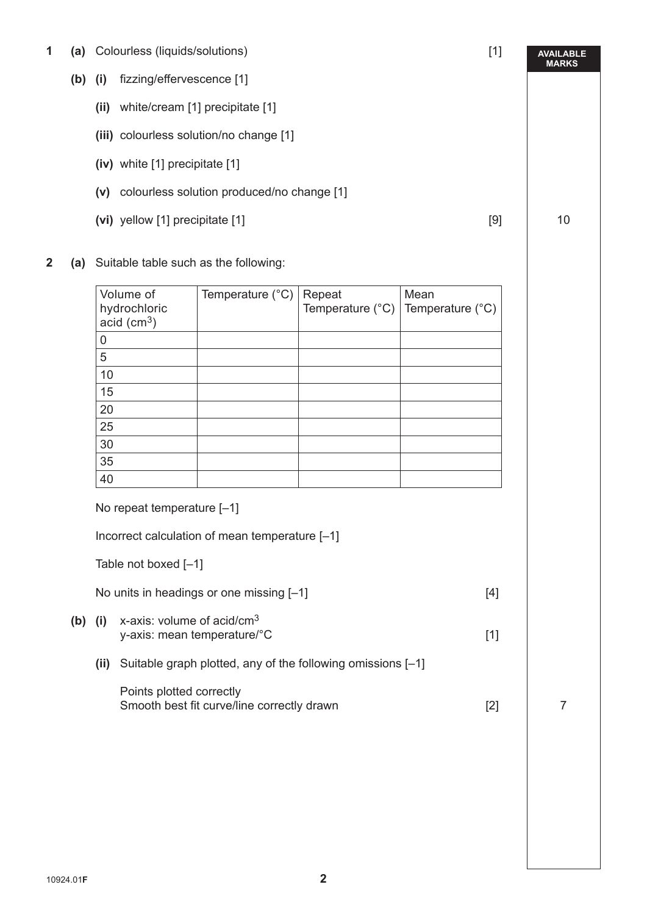**1 (a)** Colourless (liquids/solutions) [1]

**AVAILABLE MARKS**

**(b) (i)** fizzing/effervescence [1]

**(ii)** white/cream [1] precipitate [1]

**(iii)** colourless solution/no change [1]

**(iv)** white [1] precipitate [1]

**(v)** colourless solution produced/no change [1]

**(vi)** yellow [1] precipitate [1] [9] — 10

**2 (a)** Suitable table such as the following:

| Volume of hydrochloric acid ($cm^3$) | Temperature (°C) | Repeat Temperature (°C) | Mean Temperature (°C) |
|---|---|---|---|
| 0 | | | |
| 5 | | | |
| 10 | | | |
| 15 | | | |
| 20 | | | |
| 25 | | | |
| 30 | | | |
| 35 | | | |
| 40 | | | |

No repeat temperature [–1]

Incorrect calculation of mean temperature [–1]

Table not boxed [–1]

No units in headings or one missing [–1] [4]

**(b) (i)** x-axis: volume of acid/$cm^3$
y-axis: mean temperature/°C [1]

**(ii)** Suitable graph plotted, any of the following omissions [–1]

Points plotted correctly
Smooth best fit curve/line correctly drawn [2] — 7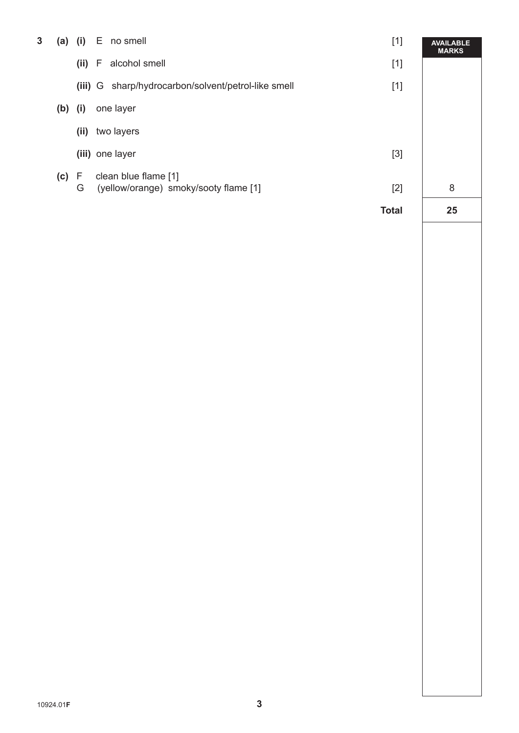| | | | | | AVAILABLE MARKS |
|---|---|---|---|---|---|
| 3 | (a) | (i) | E no smell | [1] | |
| | | (ii) | F alcohol smell | [1] | |
| | | (iii) | G sharp/hydrocarbon/solvent/petrol-like smell | [1] | |
| | (b) | (i) | one layer | | |
| | | (ii) | two layers | | |
| | | (iii) | one layer | [3] | |
| | (c) | F | clean blue flame [1] | | |
| | | G | (yellow/orange) smoky/sooty flame [1] | [2] | 8 |
| | | | | **Total** | **25** |

10924.01**F**